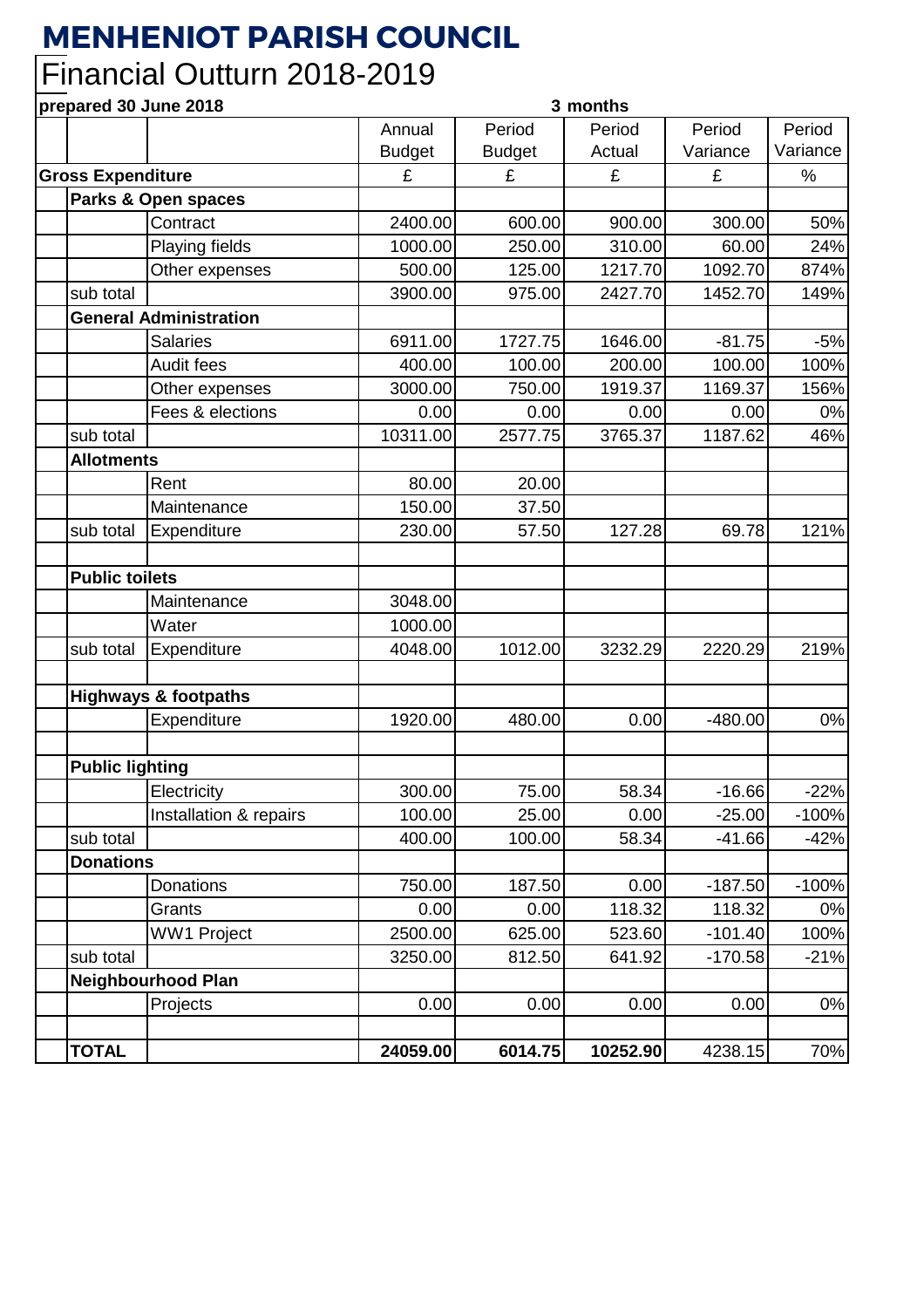# MENHENIOT PARISH COUNCIL

## Financial Outturn 2018-2019

**prepared 30 June 2018**

| | | | Annual Budget | Period Budget | Period Actual | Period Variance | Period Variance |
|---|---|---|---|---|---|---|---|
| | | | | **3 months** | | | |
| **Gross Expenditure** | | | £ | £ | £ | £ | % |
| | **Parks & Open spaces** | | | | | | |
| | | Contract | 2400.00 | 600.00 | 900.00 | 300.00 | 50% |
| | | Playing fields | 1000.00 | 250.00 | 310.00 | 60.00 | 24% |
| | | Other expenses | 500.00 | 125.00 | 1217.70 | 1092.70 | 874% |
| | sub total | | 3900.00 | 975.00 | 2427.70 | 1452.70 | 149% |
| | **General Administration** | | | | | | |
| | | Salaries | 6911.00 | 1727.75 | 1646.00 | -81.75 | -5% |
| | | Audit fees | 400.00 | 100.00 | 200.00 | 100.00 | 100% |
| | | Other expenses | 3000.00 | 750.00 | 1919.37 | 1169.37 | 156% |
| | | Fees & elections | 0.00 | 0.00 | 0.00 | 0.00 | 0% |
| | sub total | | 10311.00 | 2577.75 | 3765.37 | 1187.62 | 46% |
| | **Allotments** | | | | | | |
| | | Rent | 80.00 | 20.00 | | | |
| | | Maintenance | 150.00 | 37.50 | | | |
| | sub total | Expenditure | 230.00 | 57.50 | 127.28 | 69.78 | 121% |
| | | | | | | | |
| | **Public toilets** | | | | | | |
| | | Maintenance | 3048.00 | | | | |
| | | Water | 1000.00 | | | | |
| | sub total | Expenditure | 4048.00 | 1012.00 | 3232.29 | 2220.29 | 219% |
| | | | | | | | |
| | **Highways & footpaths** | | | | | | |
| | | Expenditure | 1920.00 | 480.00 | 0.00 | -480.00 | 0% |
| | | | | | | | |
| | **Public lighting** | | | | | | |
| | | Electricity | 300.00 | 75.00 | 58.34 | -16.66 | -22% |
| | | Installation & repairs | 100.00 | 25.00 | 0.00 | -25.00 | -100% |
| | sub total | | 400.00 | 100.00 | 58.34 | -41.66 | -42% |
| | **Donations** | | | | | | |
| | | Donations | 750.00 | 187.50 | 0.00 | -187.50 | -100% |
| | | Grants | 0.00 | 0.00 | 118.32 | 118.32 | 0% |
| | | WW1 Project | 2500.00 | 625.00 | 523.60 | -101.40 | 100% |
| | sub total | | 3250.00 | 812.50 | 641.92 | -170.58 | -21% |
| | **Neighbourhood Plan** | | | | | | |
| | | Projects | 0.00 | 0.00 | 0.00 | 0.00 | 0% |
| | | | | | | | |
| | **TOTAL** | | **24059.00** | **6014.75** | **10252.90** | 4238.15 | 70% |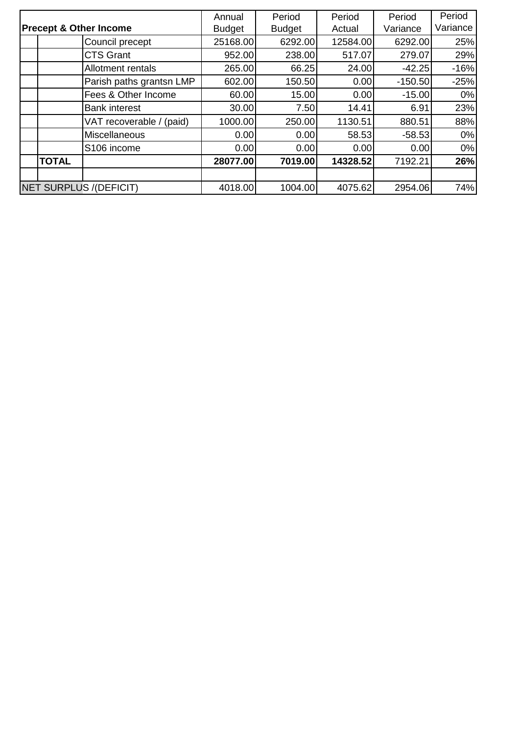| Precept & Other Income | | | Annual Budget | Period Budget | Period Actual | Period Variance | Period Variance |
|---|---|---|---|---|---|---|---|
| | | Council precept | 25168.00 | 6292.00 | 12584.00 | 6292.00 | 25% |
| | | CTS Grant | 952.00 | 238.00 | 517.07 | 279.07 | 29% |
| | | Allotment rentals | 265.00 | 66.25 | 24.00 | -42.25 | -16% |
| | | Parish paths grantsn LMP | 602.00 | 150.50 | 0.00 | -150.50 | -25% |
| | | Fees & Other Income | 60.00 | 15.00 | 0.00 | -15.00 | 0% |
| | | Bank interest | 30.00 | 7.50 | 14.41 | 6.91 | 23% |
| | | VAT recoverable / (paid) | 1000.00 | 250.00 | 1130.51 | 880.51 | 88% |
| | | Miscellaneous | 0.00 | 0.00 | 58.53 | -58.53 | 0% |
| | | S106 income | 0.00 | 0.00 | 0.00 | 0.00 | 0% |
| | **TOTAL** | | **28077.00** | **7019.00** | **14328.52** | 7192.21 | **26%** |
| | | | | | | | |
| NET SURPLUS /(DEFICIT) | | | 4018.00 | 1004.00 | 4075.62 | 2954.06 | 74% |